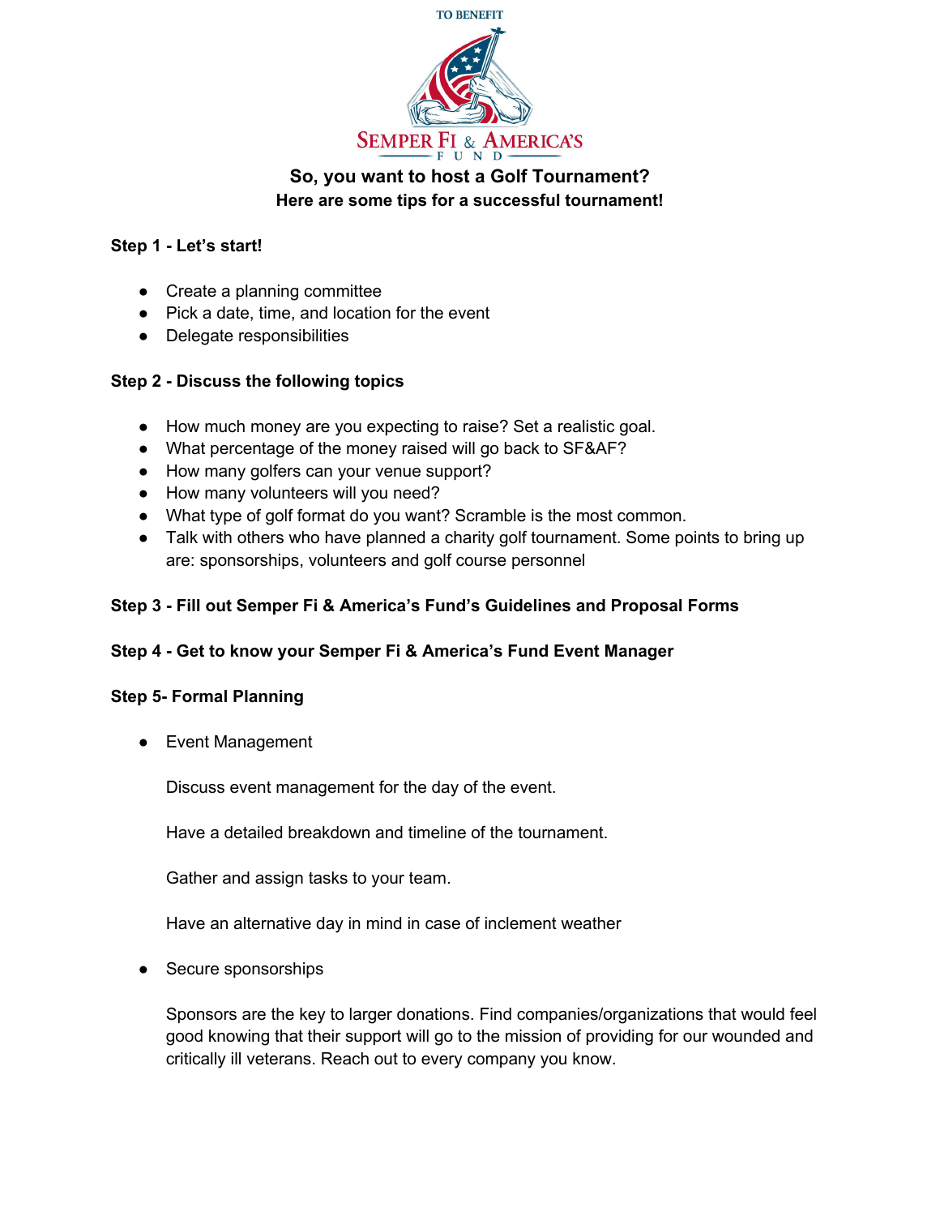TO BENEFIT

SEMPER FI & AMERICA'S FUND

# So, you want to host a Golf Tournament?

## Here are some tips for a successful tournament!

**Step 1 - Let's start!**

- Create a planning committee
- Pick a date, time, and location for the event
- Delegate responsibilities

**Step 2 - Discuss the following topics**

- How much money are you expecting to raise? Set a realistic goal.
- What percentage of the money raised will go back to SF&AF?
- How many golfers can your venue support?
- How many volunteers will you need?
- What type of golf format do you want? Scramble is the most common.
- Talk with others who have planned a charity golf tournament. Some points to bring up are: sponsorships, volunteers and golf course personnel

**Step 3 - Fill out Semper Fi & America's Fund's Guidelines and Proposal Forms**

**Step 4 - Get to know your Semper Fi & America's Fund Event Manager**

**Step 5- Formal Planning**

- Event Management

  Discuss event management for the day of the event.

  Have a detailed breakdown and timeline of the tournament.

  Gather and assign tasks to your team.

  Have an alternative day in mind in case of inclement weather

- Secure sponsorships

  Sponsors are the key to larger donations. Find companies/organizations that would feel good knowing that their support will go to the mission of providing for our wounded and critically ill veterans. Reach out to every company you know.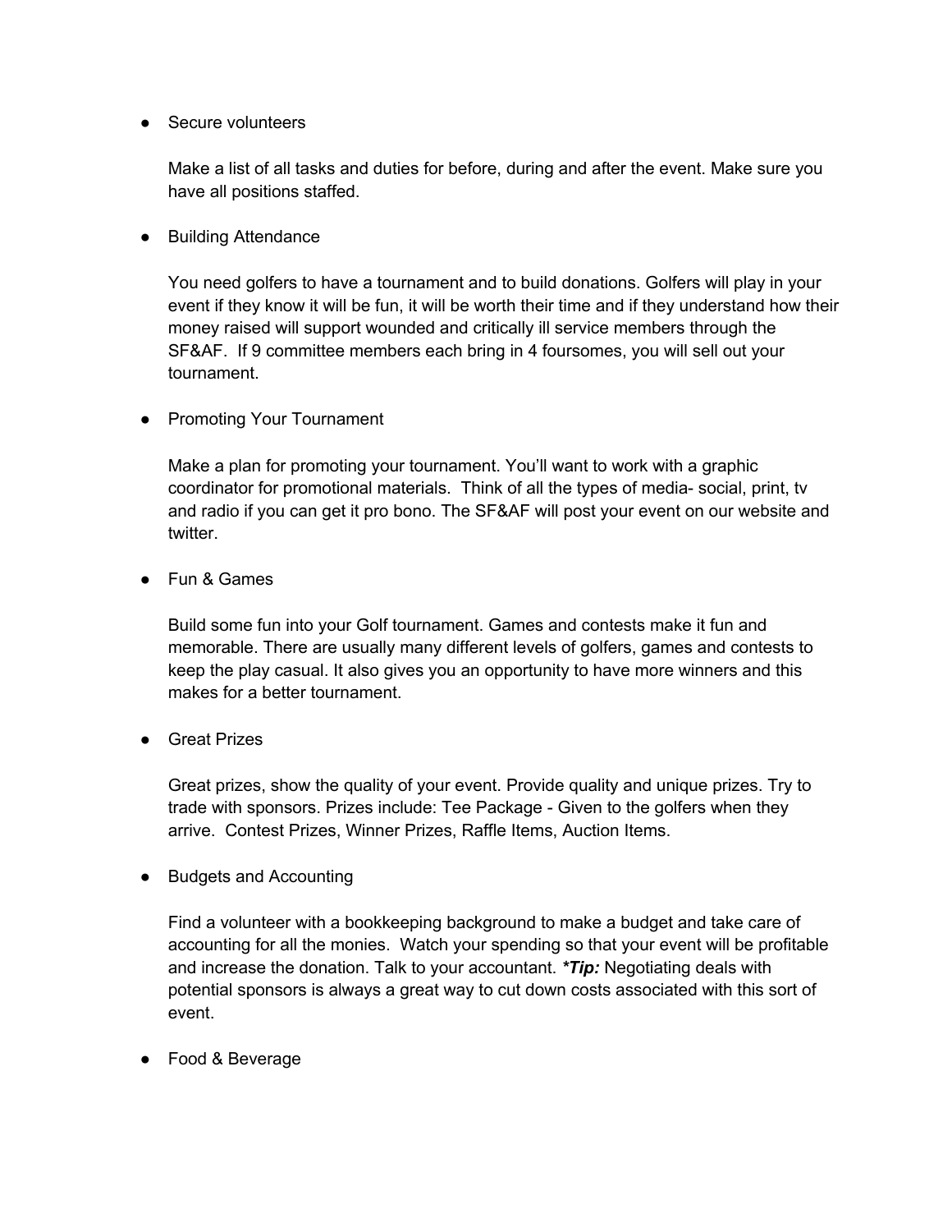- Secure volunteers

  Make a list of all tasks and duties for before, during and after the event. Make sure you have all positions staffed.

- Building Attendance

  You need golfers to have a tournament and to build donations. Golfers will play in your event if they know it will be fun, it will be worth their time and if they understand how their money raised will support wounded and critically ill service members through the SF&AF. If 9 committee members each bring in 4 foursomes, you will sell out your tournament.

- Promoting Your Tournament

  Make a plan for promoting your tournament. You'll want to work with a graphic coordinator for promotional materials. Think of all the types of media- social, print, tv and radio if you can get it pro bono. The SF&AF will post your event on our website and twitter.

- Fun & Games

  Build some fun into your Golf tournament. Games and contests make it fun and memorable. There are usually many different levels of golfers, games and contests to keep the play casual. It also gives you an opportunity to have more winners and this makes for a better tournament.

- Great Prizes

  Great prizes, show the quality of your event. Provide quality and unique prizes. Try to trade with sponsors. Prizes include: Tee Package - Given to the golfers when they arrive. Contest Prizes, Winner Prizes, Raffle Items, Auction Items.

- Budgets and Accounting

  Find a volunteer with a bookkeeping background to make a budget and take care of accounting for all the monies. Watch your spending so that your event will be profitable and increase the donation. Talk to your accountant. ***Tip:*** Negotiating deals with potential sponsors is always a great way to cut down costs associated with this sort of event.

- Food & Beverage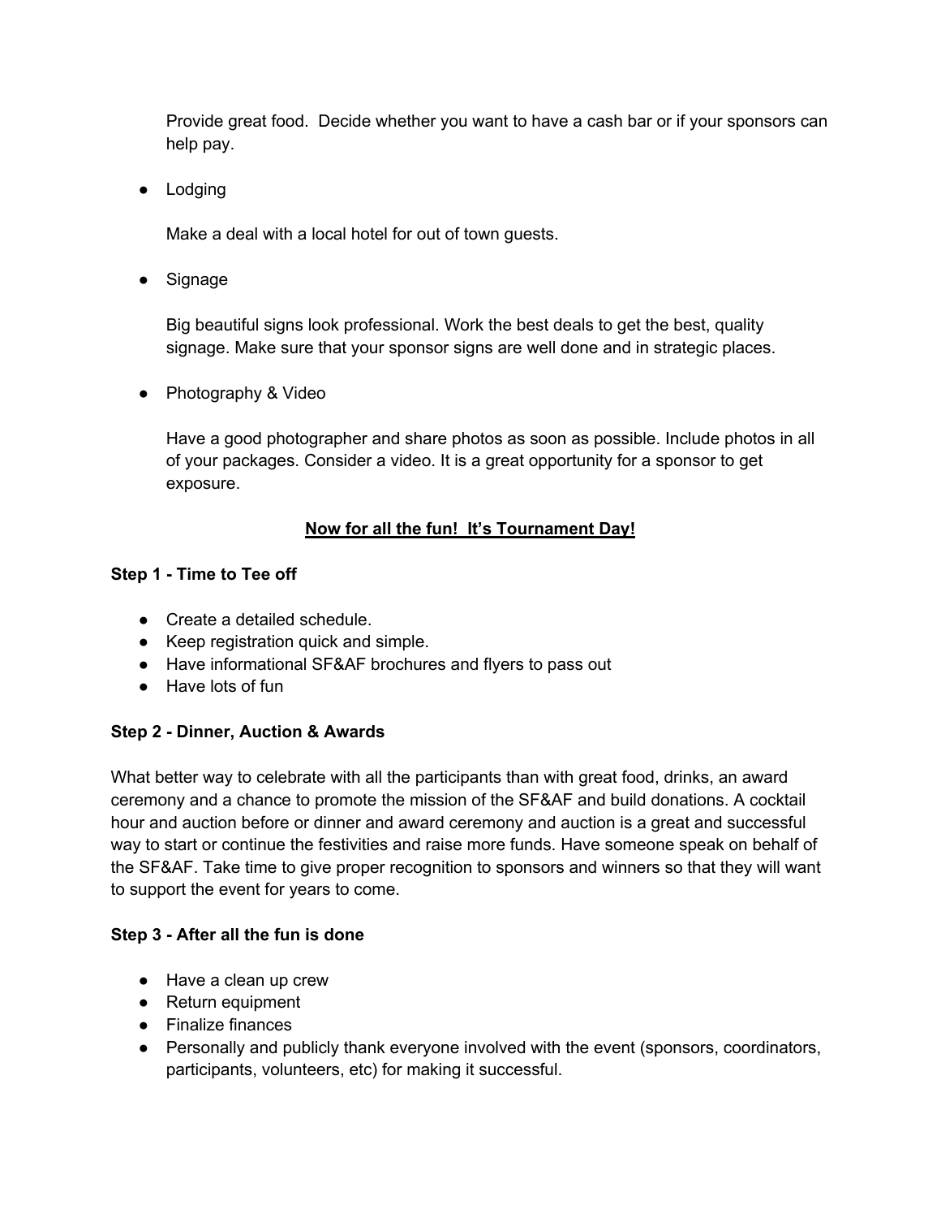Provide great food. Decide whether you want to have a cash bar or if your sponsors can help pay.

- Lodging

  Make a deal with a local hotel for out of town guests.

- Signage

  Big beautiful signs look professional. Work the best deals to get the best, quality signage. Make sure that your sponsor signs are well done and in strategic places.

- Photography & Video

  Have a good photographer and share photos as soon as possible. Include photos in all of your packages. Consider a video. It is a great opportunity for a sponsor to get exposure.

## Now for all the fun! It's Tournament Day!

**Step 1 - Time to Tee off**

- Create a detailed schedule.
- Keep registration quick and simple.
- Have informational SF&AF brochures and flyers to pass out
- Have lots of fun

**Step 2 - Dinner, Auction & Awards**

What better way to celebrate with all the participants than with great food, drinks, an award ceremony and a chance to promote the mission of the SF&AF and build donations. A cocktail hour and auction before or dinner and award ceremony and auction is a great and successful way to start or continue the festivities and raise more funds. Have someone speak on behalf of the SF&AF. Take time to give proper recognition to sponsors and winners so that they will want to support the event for years to come.

**Step 3 - After all the fun is done**

- Have a clean up crew
- Return equipment
- Finalize finances
- Personally and publicly thank everyone involved with the event (sponsors, coordinators, participants, volunteers, etc) for making it successful.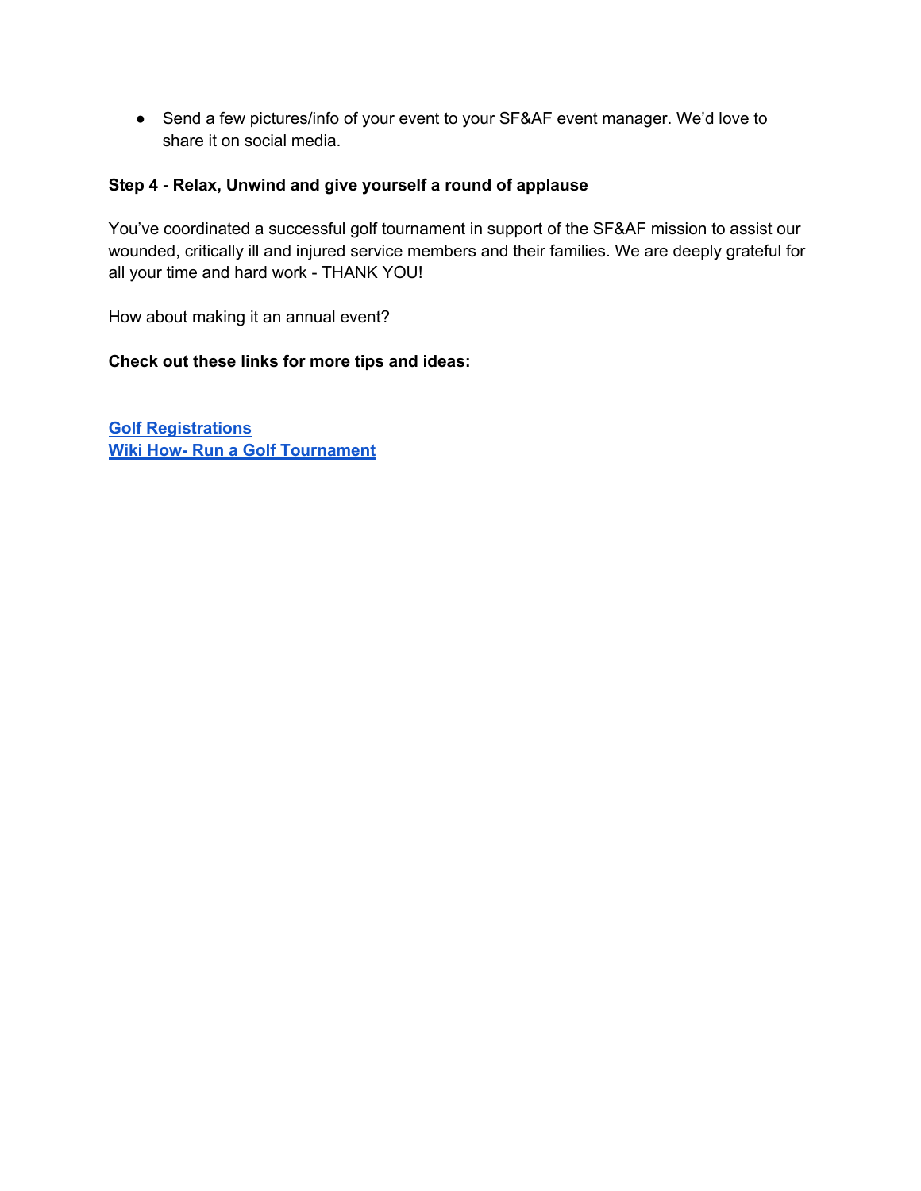- Send a few pictures/info of your event to your SF&AF event manager. We'd love to share it on social media.

**Step 4 - Relax, Unwind and give yourself a round of applause**

You've coordinated a successful golf tournament in support of the SF&AF mission to assist our wounded, critically ill and injured service members and their families. We are deeply grateful for all your time and hard work - THANK YOU!

How about making it an annual event?

**Check out these links for more tips and ideas:**

**Golf Registrations**
**Wiki How- Run a Golf Tournament**